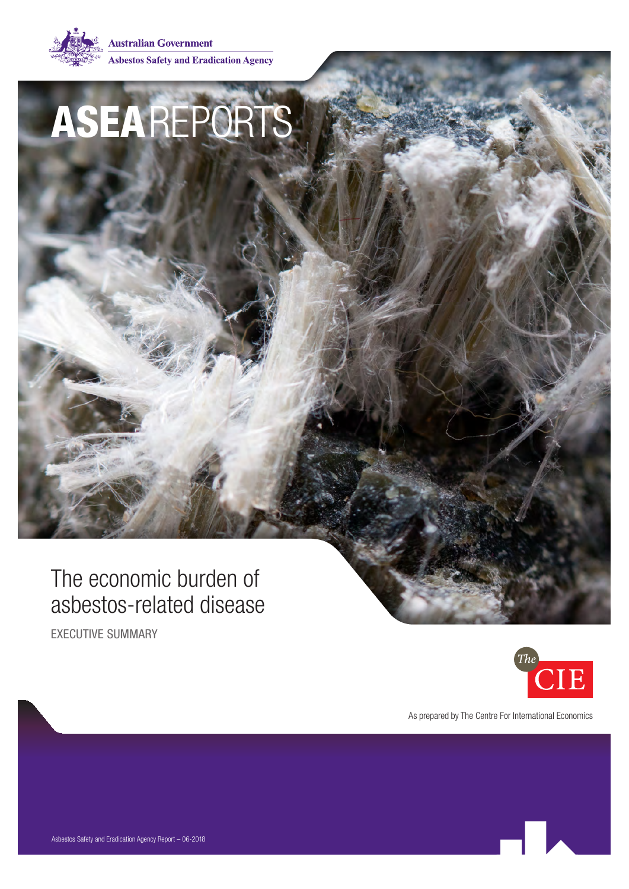Australian Government

Asbestos Safety and Eradication Agency

# ASEA REPORTS

## The economic burden of asbestos-related disease

EXECUTIVE SUMMARY

The CIE

As prepared by The Centre For International Economics

Asbestos Safety and Eradication Agency Report – 06-2018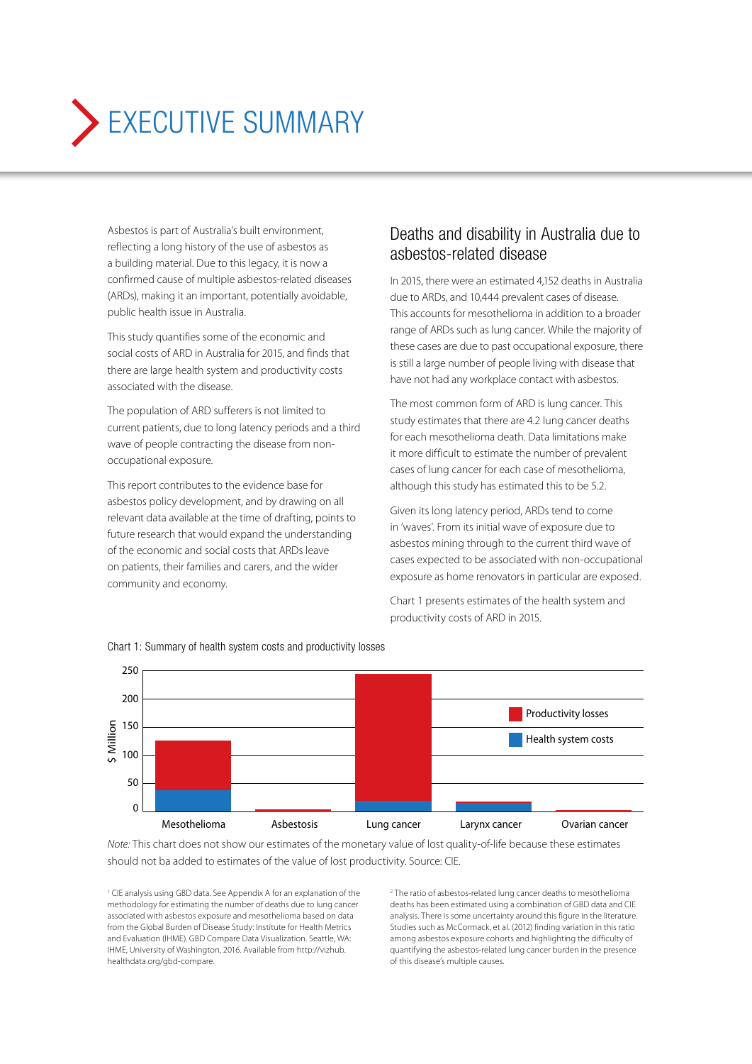# EXECUTIVE SUMMARY

Asbestos is part of Australia's built environment, reflecting a long history of the use of asbestos as a building material. Due to this legacy, it is now a confirmed cause of multiple asbestos-related diseases (ARDs), making it an important, potentially avoidable, public health issue in Australia.

This study quantifies some of the economic and social costs of ARD in Australia for 2015, and finds that there are large health system and productivity costs associated with the disease.

The population of ARD sufferers is not limited to current patients, due to long latency periods and a third wave of people contracting the disease from non-occupational exposure.

This report contributes to the evidence base for asbestos policy development, and by drawing on all relevant data available at the time of drafting, points to future research that would expand the understanding of the economic and social costs that ARDs leave on patients, their families and carers, and the wider community and economy.

## Deaths and disability in Australia due to asbestos-related disease

In 2015, there were an estimated 4,152 deaths in Australia due to ARDs, and 10,444 prevalent cases of disease. This accounts for mesothelioma in addition to a broader range of ARDs such as lung cancer. While the majority of these cases are due to past occupational exposure, there is still a large number of people living with disease that have not had any workplace contact with asbestos.

The most common form of ARD is lung cancer. This study estimates that there are 4.2 lung cancer deaths for each mesothelioma death. Data limitations make it more difficult to estimate the number of prevalent cases of lung cancer for each case of mesothelioma, although this study has estimated this to be 5.2.

Given its long latency period, ARDs tend to come in 'waves'. From its initial wave of exposure due to asbestos mining through to the current third wave of cases expected to be associated with non-occupational exposure as home renovators in particular are exposed.

Chart 1 presents estimates of the health system and productivity costs of ARD in 2015.

Chart 1: Summary of health system costs and productivity losses

*Note:* This chart does not show our estimates of the monetary value of lost quality-of-life because these estimates should not ba added to estimates of the value of lost productivity. Source: CIE.

[1] CIE analysis using GBD data. See Appendix A for an explanation of the methodology for estimating the number of deaths due to lung cancer associated with asbestos exposure and mesothelioma based on data from the Global Burden of Disease Study: Institute for Health Metrics and Evaluation (IHME). GBD Compare Data Visualization. Seattle, WA: IHME, University of Washington, 2016. Available from http://vizhub.healthdata.org/gbd-compare.

[2] The ratio of asbestos-related lung cancer deaths to mesothelioma deaths has been estimated using a combination of GBD data and CIE analysis. There is some uncertainty around this figure in the literature. Studies such as McCormack, et al. (2012) finding variation in this ratio among asbestos exposure cohorts and highlighting the difficulty of quantifying the asbestos-related lung cancer burden in the presence of this disease's multiple causes.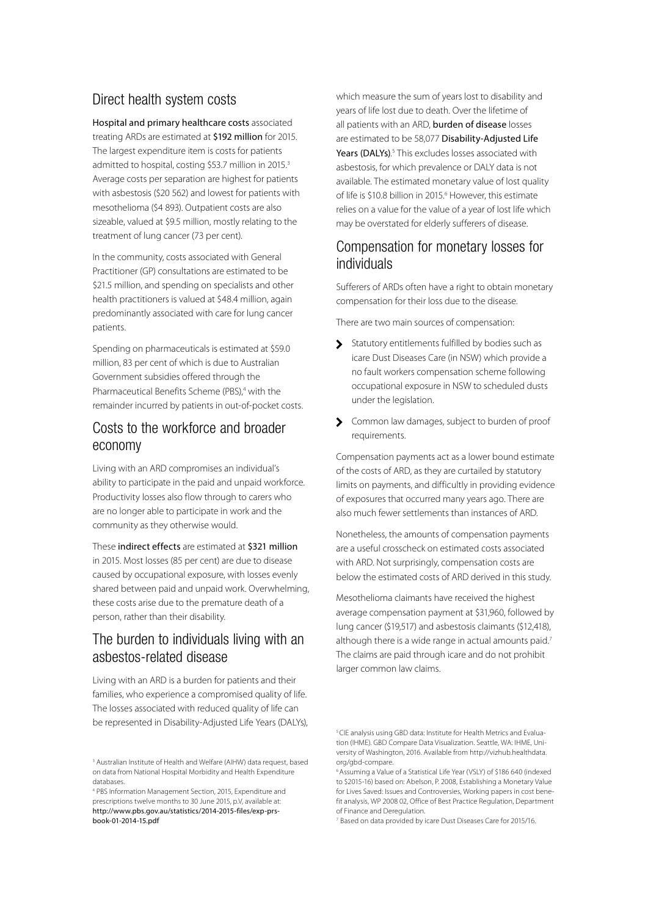## Direct health system costs

**Hospital and primary healthcare costs** associated treating ARDs are estimated at **$192 million** for 2015. The largest expenditure item is costs for patients admitted to hospital, costing $53.7 million in 2015.[3] Average costs per separation are highest for patients with asbestosis ($20 562) and lowest for patients with mesothelioma ($4 893). Outpatient costs are also sizeable, valued at $9.5 million, mostly relating to the treatment of lung cancer (73 per cent).

In the community, costs associated with General Practitioner (GP) consultations are estimated to be $21.5 million, and spending on specialists and other health practitioners is valued at $48.4 million, again predominantly associated with care for lung cancer patients.

Spending on pharmaceuticals is estimated at $59.0 million, 83 per cent of which is due to Australian Government subsidies offered through the Pharmaceutical Benefits Scheme (PBS),[4] with the remainder incurred by patients in out-of-pocket costs.

## Costs to the workforce and broader economy

Living with an ARD compromises an individual's ability to participate in the paid and unpaid workforce. Productivity losses also flow through to carers who are no longer able to participate in work and the community as they otherwise would.

These **indirect effects** are estimated at **$321 million** in 2015. Most losses (85 per cent) are due to disease caused by occupational exposure, with losses evenly shared between paid and unpaid work. Overwhelming, these costs arise due to the premature death of a person, rather than their disability.

## The burden to individuals living with an asbestos-related disease

Living with an ARD is a burden for patients and their families, who experience a compromised quality of life. The losses associated with reduced quality of life can be represented in Disability-Adjusted Life Years (DALYs), which measure the sum of years lost to disability and years of life lost due to death. Over the lifetime of all patients with an ARD, **burden of disease** losses are estimated to be 58,077 **Disability-Adjusted Life Years (DALYs)**.[5] This excludes losses associated with asbestosis, for which prevalence or DALY data is not available. The estimated monetary value of lost quality of life is $10.8 billion in 2015.[6] However, this estimate relies on a value for the value of a year of lost life which may be overstated for elderly sufferers of disease.

## Compensation for monetary losses for individuals

Sufferers of ARDs often have a right to obtain monetary compensation for their loss due to the disease.

There are two main sources of compensation:

- Statutory entitlements fulfilled by bodies such as icare Dust Diseases Care (in NSW) which provide a no fault workers compensation scheme following occupational exposure in NSW to scheduled dusts under the legislation.
- Common law damages, subject to burden of proof requirements.

Compensation payments act as a lower bound estimate of the costs of ARD, as they are curtailed by statutory limits on payments, and difficultly in providing evidence of exposures that occurred many years ago. There are also much fewer settlements than instances of ARD.

Nonetheless, the amounts of compensation payments are a useful crosscheck on estimated costs associated with ARD. Not surprisingly, compensation costs are below the estimated costs of ARD derived in this study.

Mesothelioma claimants have received the highest average compensation payment at $31,960, followed by lung cancer ($19,517) and asbestosis claimants ($12,418), although there is a wide range in actual amounts paid.[7] The claims are paid through icare and do not prohibit larger common law claims.

---

[3] Australian Institute of Health and Welfare (AIHW) data request, based on data from National Hospital Morbidity and Health Expenditure databases.

[4] PBS Information Management Section, 2015, Expenditure and prescriptions twelve months to 30 June 2015, p.V, available at: http://www.pbs.gov.au/statistics/2014-2015-files/exp-prs-book-01-2014-15.pdf

[5] CIE analysis using GBD data: Institute for Health Metrics and Evaluation (IHME). GBD Compare Data Visualization. Seattle, WA: IHME, University of Washington, 2016. Available from http://vizhub.healthdata.org/gbd-compare.

[6] Assuming a Value of a Statistical Life Year (VSLY) of $186 640 (indexed to $2015-16) based on: Abelson, P. 2008, Establishing a Monetary Value for Lives Saved: Issues and Controversies, Working papers in cost benefit analysis, WP 2008 02, Office of Best Practice Regulation, Department of Finance and Deregulation.

[7] Based on data provided by icare Dust Diseases Care for 2015/16.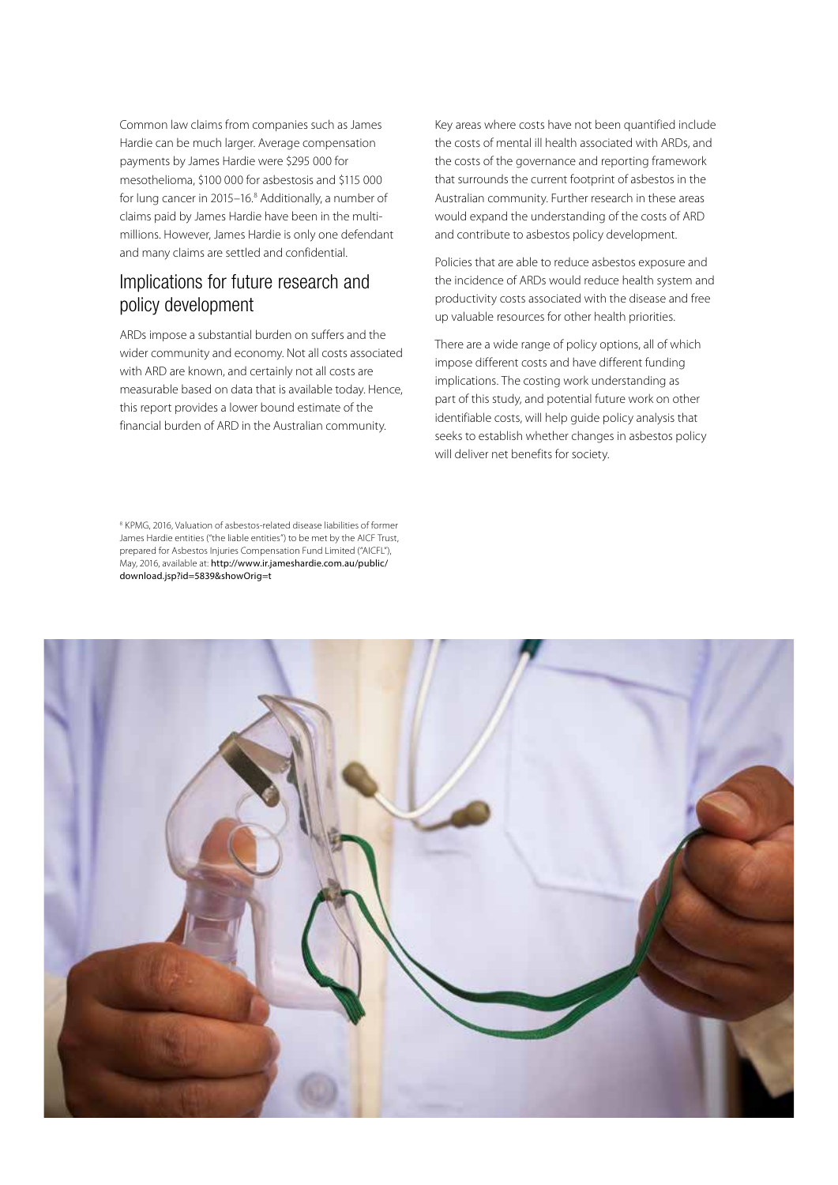Common law claims from companies such as James Hardie can be much larger. Average compensation payments by James Hardie were $295 000 for mesothelioma, $100 000 for asbestosis and $115 000 for lung cancer in 2015–16.[8] Additionally, a number of claims paid by James Hardie have been in the multi-millions. However, James Hardie is only one defendant and many claims are settled and confidential.

## Implications for future research and policy development

ARDs impose a substantial burden on suffers and the wider community and economy. Not all costs associated with ARD are known, and certainly not all costs are measurable based on data that is available today. Hence, this report provides a lower bound estimate of the financial burden of ARD in the Australian community.

Key areas where costs have not been quantified include the costs of mental ill health associated with ARDs, and the costs of the governance and reporting framework that surrounds the current footprint of asbestos in the Australian community. Further research in these areas would expand the understanding of the costs of ARD and contribute to asbestos policy development.

Policies that are able to reduce asbestos exposure and the incidence of ARDs would reduce health system and productivity costs associated with the disease and free up valuable resources for other health priorities.

There are a wide range of policy options, all of which impose different costs and have different funding implications. The costing work understanding as part of this study, and potential future work on other identifiable costs, will help guide policy analysis that seeks to establish whether changes in asbestos policy will deliver net benefits for society.

[8] KPMG, 2016, Valuation of asbestos-related disease liabilities of former James Hardie entities ("the liable entities") to be met by the AICF Trust, prepared for Asbestos Injuries Compensation Fund Limited ("AICFL"), May, 2016, available at: http://www.ir.jameshardie.com.au/public/download.jsp?id=5839&showOrig=t